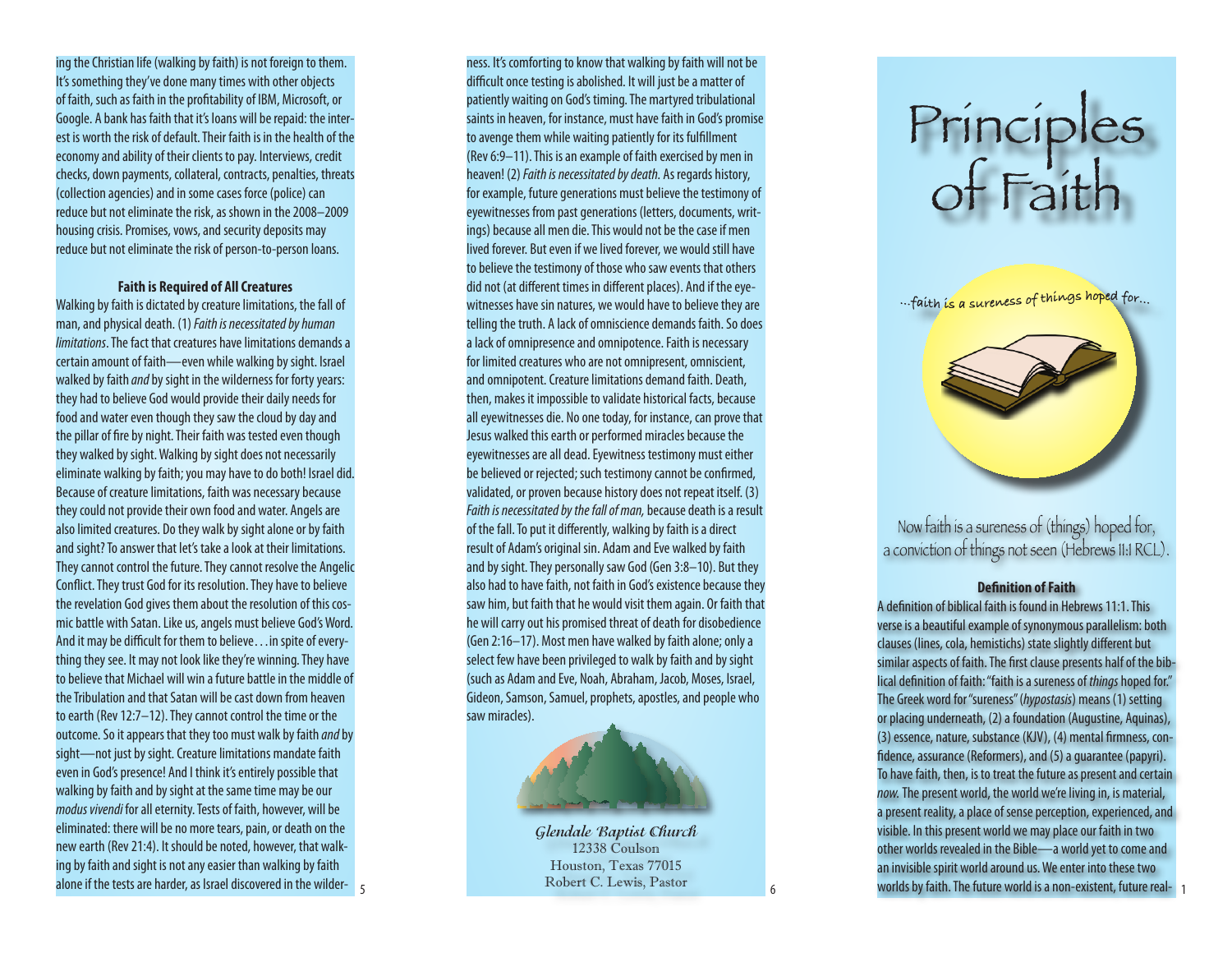ing the Christian life (walking by faith) is not foreign to them. It's something they've done many times with other objects of faith, such as faith in the profitability of IBM, Microsoft, or Google. A bank has faith that it's loans will be repaid: the interest is worth the risk of default. Their faith is in the health of the economy and ability of their clients to pay. Interviews, credit checks, down payments, collateral, contracts, penalties, threats (collection agencies) and in some cases force (police) can reduce but not eliminate the risk, as shown in the 2008–2009 housing crisis. Promises, vows, and security deposits may reduce but not eliminate the risk of person-to-person loans.

**Faith is Required of All Creatures**

Walking by faith is dictated by creature limitations, the fall of man, and physical death. (1) *Faith is necessitated by human limitations*. The fact that creatures have limitations demands a certain amount of faith—even while walking by sight. Israel walked by faith *and* by sight in the wilderness for forty years: they had to believe God would provide their daily needs for food and water even though they saw the cloud by day and the pillar of fire by night. Their faith was tested even though they walked by sight. Walking by sight does not necessarily eliminate walking by faith; you may have to do both! Israel did. Because of creature limitations, faith was necessary because they could not provide their own food and water. Angels are also limited creatures. Do they walk by sight alone or by faith and sight? To answer that let's take a look at their limitations. They cannot control the future. They cannot resolve the Angelic Conflict. They trust God for its resolution. They have to believe the revelation God gives them about the resolution of this cosmic battle with Satan. Like us, angels must believe God's Word. And it may be difficult for them to believe . . . in spite of everything they see. It may not look like they're winning. They have to believe that Michael will win a future battle in the middle of the Tribulation and that Satan will be cast down from heaven to earth (Rev 12:7–12). They cannot control the time or the outcome. So it appears that they too must walk by faith *and* by sight—not just by sight. Creature limitations mandate faith even in God's presence! And I think it's entirely possible that walking by faith and by sight at the same time may be our *modus vivendi* for all eternity. Tests of faith, however, will be eliminated: there will be no more tears, pain, or death on the new earth (Rev 21:4). It should be noted, however, that walking by faith and sight is not any easier than walking by faith alone if the tests are harder, as Israel discovered in the wilderness. It's comforting to know that walking by faith will not be difficult once testing is abolished. It will just be a matter of patiently waiting on God's timing. The martyred tribulational saints in heaven, for instance, must have faith in God's promise to avenge them while waiting patiently for its fulfillment (Rev 6:9–11). This is an example of faith exercised by men in heaven! (2) *Faith is necessitated by death.* As regards history, for example, future generations must believe the testimony of eyewitnesses from past generations (letters, documents, writings) because all men die. This would not be the case if men lived forever. But even if we lived forever, we would still have to believe the testimony of those who saw events that others did not (at different times in different places). And if the eyewitnesses have sin natures, we would have to believe they are telling the truth. A lack of omniscience demands faith. So does a lack of omnipresence and omnipotence. Faith is necessary for limited creatures who are not omnipresent, omniscient, and omnipotent. Creature limitations demand faith. Death, then, makes it impossible to validate historical facts, because all eyewitnesses die. No one today, for instance, can prove that Jesus walked this earth or performed miracles because the eyewitnesses are all dead. Eyewitness testimony must either be believed or rejected; such testimony cannot be confirmed, validated, or proven because history does not repeat itself. (3) *Faith is necessitated by the fall of man,* because death is a result of the fall. To put it differently, walking by faith is a direct result of Adam's original sin. Adam and Eve walked by faith and by sight. They personally saw God (Gen 3:8–10). But they also had to have faith, not faith in God's existence because they saw him, but faith that he would visit them again. Or faith that he will carry out his promised threat of death for disobedience (Gen 2:16–17). Most men have walked by faith alone; only a select few have been privileged to walk by faith and by sight (such as Adam and Eve, Noah, Abraham, Jacob, Moses, Israel, Gideon, Samson, Samuel, prophets, apostles, and people who saw miracles).

*Glendale Baptist Church*
12338 Coulson
Houston, Texas 77015
Robert C. Lewis, Pastor

# Principles of Faith

...faith is a sureness of things hoped for...

Now faith is a sureness of (things) hoped for, a conviction of things not seen (Hebrews 11:1 RCL).

**Definition of Faith**

A definition of biblical faith is found in Hebrews 11:1. This verse is a beautiful example of synonymous parallelism: both clauses (lines, cola, hemistichs) state slightly different but similar aspects of faith. The first clause presents half of the biblical definition of faith: "faith is a sureness of *things* hoped for." The Greek word for "sureness" (*hypostasis*) means (1) setting or placing underneath, (2) a foundation (Augustine, Aquinas), (3) essence, nature, substance (KJV), (4) mental firmness, confidence, assurance (Reformers), and (5) a guarantee (papyri). To have faith, then, is to treat the future as present and certain *now.* The present world, the world we're living in, is material, a present reality, a place of sense perception, experienced, and visible. In this present world we may place our faith in two other worlds revealed in the Bible—a world yet to come and an invisible spirit world around us. We enter into these two worlds by faith. The future world is a non-existent, future real-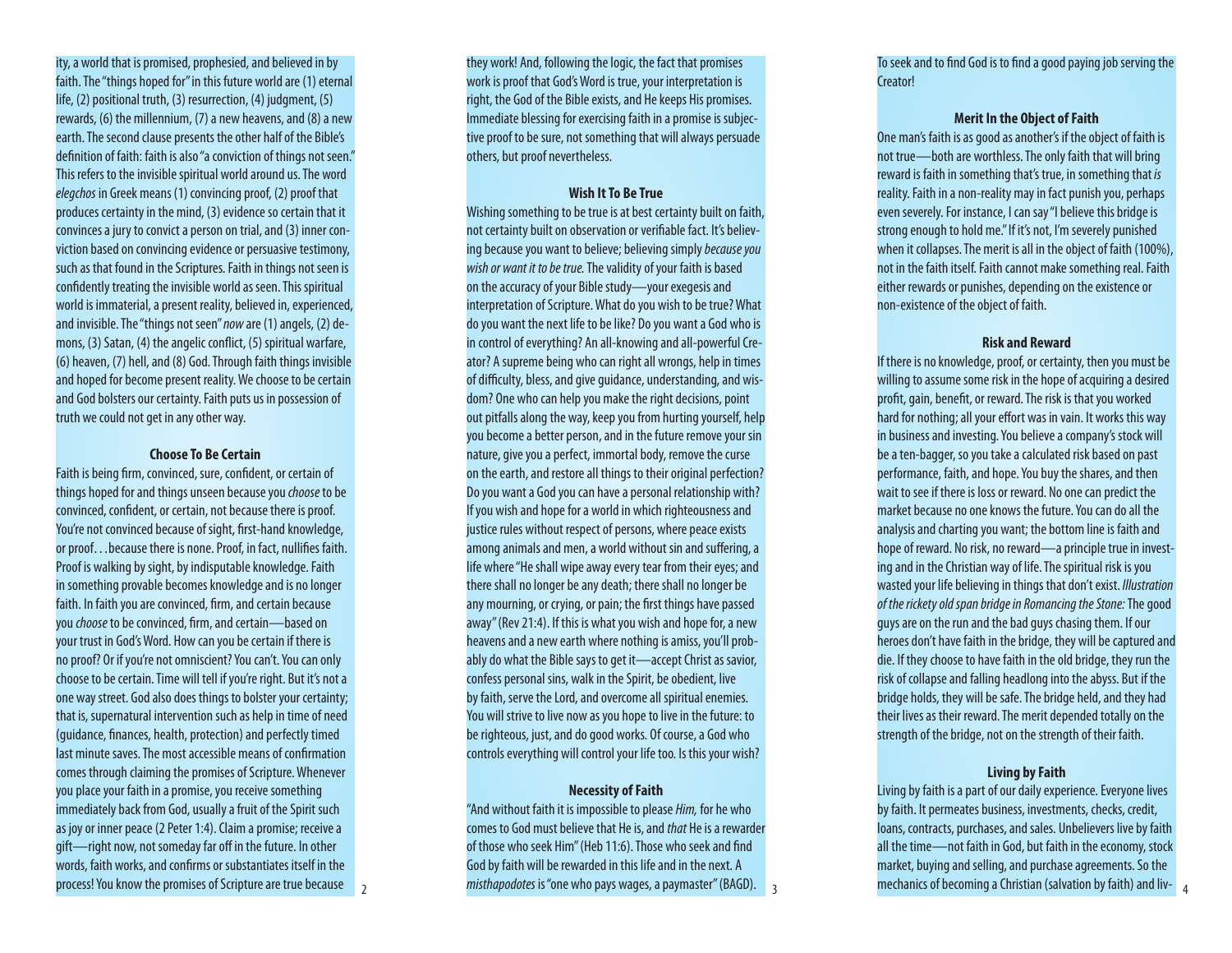ity, a world that is promised, prophesied, and believed in by faith. The "things hoped for" in this future world are (1) eternal life, (2) positional truth, (3) resurrection, (4) judgment, (5) rewards, (6) the millennium, (7) a new heavens, and (8) a new earth. The second clause presents the other half of the Bible's definition of faith: faith is also "a conviction of things not seen." This refers to the invisible spiritual world around us. The word *elegchos* in Greek means (1) convincing proof, (2) proof that produces certainty in the mind, (3) evidence so certain that it convinces a jury to convict a person on trial, and (3) inner conviction based on convincing evidence or persuasive testimony, such as that found in the Scriptures. Faith in things not seen is confidently treating the invisible world as seen. This spiritual world is immaterial, a present reality, believed in, experienced, and invisible. The "things not seen" *now* are (1) angels, (2) demons, (3) Satan, (4) the angelic conflict, (5) spiritual warfare, (6) heaven, (7) hell, and (8) God. Through faith things invisible and hoped for become present reality. We choose to be certain and God bolsters our certainty. Faith puts us in possession of truth we could not get in any other way.

### Choose To Be Certain

Faith is being firm, convinced, sure, confident, or certain of things hoped for and things unseen because you *choose* to be convinced, confident, or certain, not because there is proof. You're not convinced because of sight, first-hand knowledge, or proof…because there is none. Proof, in fact, nullifies faith. Proof is walking by sight, by indisputable knowledge. Faith in something provable becomes knowledge and is no longer faith. In faith you are convinced, firm, and certain because you *choose* to be convinced, firm, and certain—based on your trust in God's Word. How can you be certain if there is no proof? Or if you're not omniscient? You can't. You can only choose to be certain. Time will tell if you're right. But it's not a one way street. God also does things to bolster your certainty; that is, supernatural intervention such as help in time of need (guidance, finances, health, protection) and perfectly timed last minute saves. The most accessible means of confirmation comes through claiming the promises of Scripture. Whenever you place your faith in a promise, you receive something immediately back from God, usually a fruit of the Spirit such as joy or inner peace (2 Peter 1:4). Claim a promise; receive a gift—right now, not someday far off in the future. In other words, faith works, and confirms or substantiates itself in the process! You know the promises of Scripture are true because they work! And, following the logic, the fact that promises work is proof that God's Word is true, your interpretation is right, the God of the Bible exists, and He keeps His promises. Immediate blessing for exercising faith in a promise is subjective proof to be sure, not something that will always persuade others, but proof nevertheless.

### Wish It To Be True

Wishing something to be true is at best certainty built on faith, not certainty built on observation or verifiable fact. It's believing because you want to believe; believing simply *because you wish or want it to be true.* The validity of your faith is based on the accuracy of your Bible study—your exegesis and interpretation of Scripture. What do you wish to be true? What do you want the next life to be like? Do you want a God who is in control of everything? An all-knowing and all-powerful Creator? A supreme being who can right all wrongs, help in times of difficulty, bless, and give guidance, understanding, and wisdom? One who can help you make the right decisions, point out pitfalls along the way, keep you from hurting yourself, help you become a better person, and in the future remove your sin nature, give you a perfect, immortal body, remove the curse on the earth, and restore all things to their original perfection? Do you want a God you can have a personal relationship with? If you wish and hope for a world in which righteousness and justice rules without respect of persons, where peace exists among animals and men, a world without sin and suffering, a life where "He shall wipe away every tear from their eyes; and there shall no longer be any death; there shall no longer be any mourning, or crying, or pain; the first things have passed away" (Rev 21:4). If this is what you wish and hope for, a new heavens and a new earth where nothing is amiss, you'll probably do what the Bible says to get it—accept Christ as savior, confess personal sins, walk in the Spirit, be obedient, live by faith, serve the Lord, and overcome all spiritual enemies. You will strive to live now as you hope to live in the future: to be righteous, just, and do good works. Of course, a God who controls everything will control your life too. Is this your wish?

### Necessity of Faith

"And without faith it is impossible to please *Him,* for he who comes to God must believe that He is, and *that* He is a rewarder of those who seek Him" (Heb 11:6). Those who seek and find God by faith will be rewarded in this life and in the next. A *misthapodotes* is "one who pays wages, a paymaster" (BAGD). To seek and to find God is to find a good paying job serving the Creator!

### Merit In the Object of Faith

One man's faith is as good as another's if the object of faith is not true—both are worthless. The only faith that will bring reward is faith in something that's true, in something that *is* reality. Faith in a non-reality may in fact punish you, perhaps even severely. For instance, I can say "I believe this bridge is strong enough to hold me." If it's not, I'm severely punished when it collapses. The merit is all in the object of faith (100%), not in the faith itself. Faith cannot make something real. Faith either rewards or punishes, depending on the existence or non-existence of the object of faith.

### Risk and Reward

If there is no knowledge, proof, or certainty, then you must be willing to assume some risk in the hope of acquiring a desired profit, gain, benefit, or reward. The risk is that you worked hard for nothing; all your effort was in vain. It works this way in business and investing. You believe a company's stock will be a ten-bagger, so you take a calculated risk based on past performance, faith, and hope. You buy the shares, and then wait to see if there is loss or reward. No one can predict the market because no one knows the future. You can do all the analysis and charting you want; the bottom line is faith and hope of reward. No risk, no reward—a principle true in investing and in the Christian way of life. The spiritual risk is you wasted your life believing in things that don't exist. *Illustration of the rickety old span bridge in Romancing the Stone:* The good guys are on the run and the bad guys chasing them. If our heroes don't have faith in the bridge, they will be captured and die. If they choose to have faith in the old bridge, they run the risk of collapse and falling headlong into the abyss. But if the bridge holds, they will be safe. The bridge held, and they had their lives as their reward. The merit depended totally on the strength of the bridge, not on the strength of their faith.

### Living by Faith

Living by faith is a part of our daily experience. Everyone lives by faith. It permeates business, investments, checks, credit, loans, contracts, purchases, and sales. Unbelievers live by faith all the time—not faith in God, but faith in the economy, stock market, buying and selling, and purchase agreements. So the mechanics of becoming a Christian (salvation by faith) and liv-